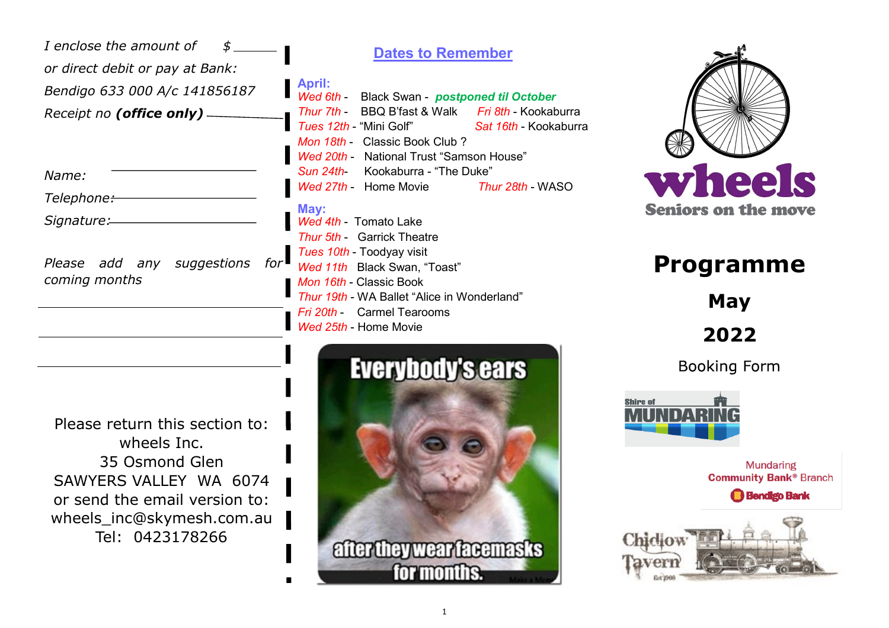*I enclose the amount of* $ ______

*or direct debit or pay at Bank:*

*Bendigo 633 000 A/c 141856187*

*Receipt no* ***(office only)*** ______

*Name:* ______

*Telephone:* ______

*Signature:* ______

*Please add any suggestions for coming months*

______

______

______

Please return this section to:
wheels Inc.
35 Osmond Glen
SAWYERS VALLEY WA 6074
or send the email version to:
wheels_inc@skymesh.com.au
Tel: 0423178266

## Dates to Remember

**April:**

*Wed 6th* - Black Swan - ***postponed til October***
*Thur 7th* - BBQ B'fast & Walk
*Fri 8th* - Kookaburra
*Tues 12th* - "Mini Golf"
*Sat 16th* - Kookaburra
*Mon 18th* - Classic Book Club ?
*Wed 20th* - National Trust "Samson House"
*Sun 24th* - Kookaburra - "The Duke"
*Wed 27th* - Home Movie
*Thur 28th* - WASO

**May:**

*Wed 4th* - Tomato Lake
*Thur 5th* - Garrick Theatre
*Tues 10th* - Toodyay visit
*Wed 11th* Black Swan, "Toast"
*Mon 16th* - Classic Book
*Thur 19th* - WA Ballet "Alice in Wonderland"
*Fri 20th* - Carmel Tearooms
*Wed 25th* - Home Movie

Everybody's ears after they wear facemasks for months.

**wheels**
Seniors on the move

# Programme

## May

## 2022

Booking Form

Shire of MUNDARING

Mundaring Community Bank® Branch
Bendigo Bank

Chidlow Tavern Est 1908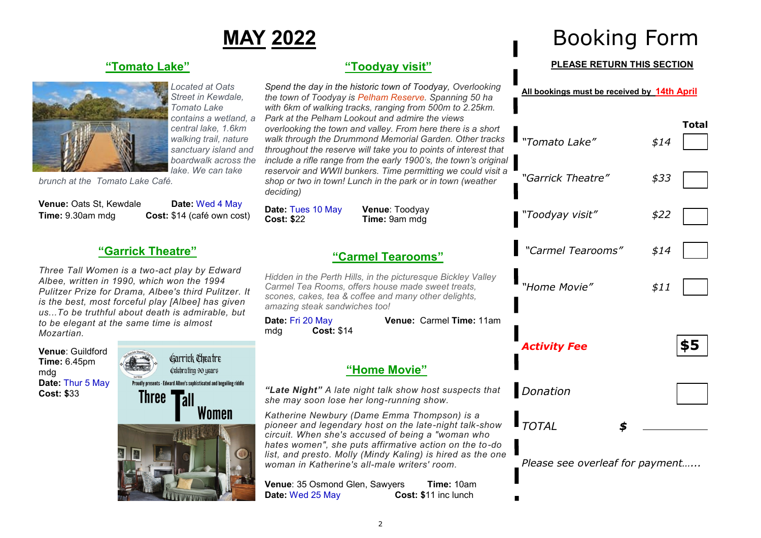# MAY 2022

## "Tomato Lake"

*Located at Oats Street in Kewdale, Tomato Lake contains a wetland, a central lake, 1.6km walking trail, nature sanctuary island and boardwalk across the lake. We can take brunch at the Tomato Lake Café.*

**Venue:** Oats St, Kewdale **Date:** Wed 4 May
**Time:** 9.30am mdg **Cost:** $14 (café own cost)

## "Garrick Theatre"

*Three Tall Women is a two-act play by Edward Albee, written in 1990, which won the 1994 Pulitzer Prize for Drama, Albee's third Pulitzer. It is the best, most forceful play [Albee] has given us...To be truthful about death is admirable, but to be elegant at the same time is almost Mozartian.*

**Venue**: Guildford
**Time:** 6.45pm mdg
**Date:** Thur 5 May
**Cost:** $33

## "Toodyay visit"

*Spend the day in the historic town of Toodyay, Overlooking the town of Toodyay is Pelham Reserve. Spanning 50 ha with 6km of walking tracks, ranging from 500m to 2.25km. Park at the Pelham Lookout and admire the views overlooking the town and valley. From here there is a short walk through the Drummond Memorial Garden. Other tracks throughout the reserve will take you to points of interest that include a rifle range from the early 1900's, the town's original reservoir and WWII bunkers. Time permitting we could visit a shop or two in town! Lunch in the park or in town (weather deciding)*

**Date:** Tues 10 May **Venue**: Toodyay
**Cost:** $22 **Time:** 9am mdg

## "Carmel Tearooms"

*Hidden in the Perth Hills, in the picturesque Bickley Valley Carmel Tea Rooms, offers house made sweet treats, scones, cakes, tea & coffee and many other delights, amazing steak sandwiches too!*

**Date:** Fri 20 May **Venue:** Carmel **Time:** 11am mdg **Cost:** $14

## "Home Movie"

***"Late Night"*** *A late night talk show host suspects that she may soon lose her long-running show.*

*Katherine Newbury (Dame Emma Thompson) is a pioneer and legendary host on the late-night talk-show circuit. When she's accused of being a "woman who hates women", she puts affirmative action on the to-do list, and presto. Molly (Mindy Kaling) is hired as the one woman in Katherine's all-male writers' room.*

**Venue**: 35 Osmond Glen, Sawyers **Time:** 10am
**Date:** Wed 25 May **Cost:** $11 inc lunch

# Booking Form

**PLEASE RETURN THIS SECTION**

**All bookings must be received by 14th April**

| | | Total |
|---|---|---|
| *"Tomato Lake"* | *$14* | |
| *"Garrick Theatre"* | *$33* | |
| *"Toodyay visit"* | *$22* | |
| *"Carmel Tearooms"* | *$14* | |
| *"Home Movie"* | *$11* | |
| ***Activity Fee*** | | **$5** |
| *Donation* | | |
| *TOTAL* | ***$*** | ________ |

*Please see overleaf for payment......*